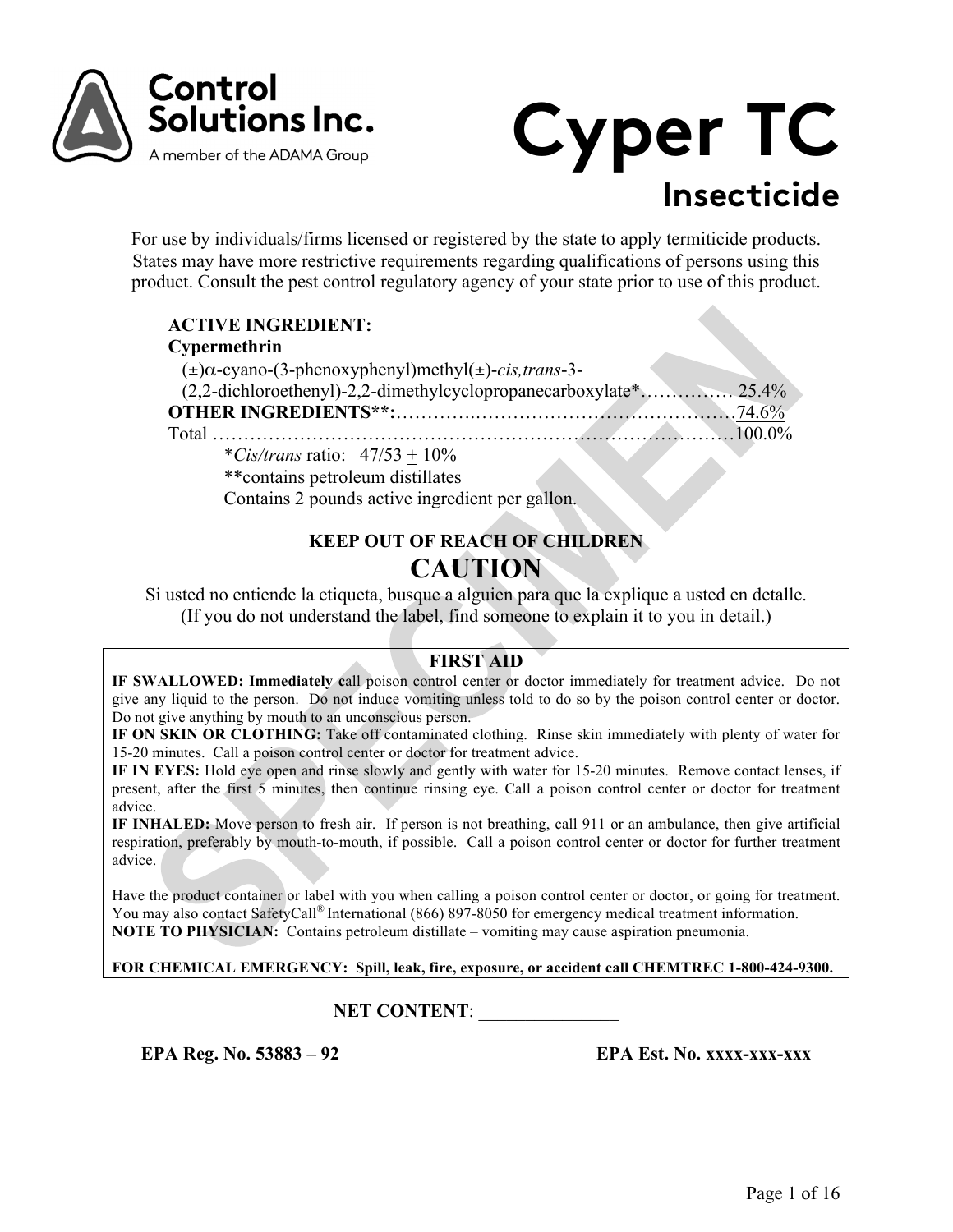Control Solutions Inc.
A member of the ADAMA Group

# Cyper TC

## Insecticide

For use by individuals/firms licensed or registered by the state to apply termiticide products. States may have more restrictive requirements regarding qualifications of persons using this product. Consult the pest control regulatory agency of your state prior to use of this product.

**ACTIVE INGREDIENT:**
**Cypermethrin**
(±)α-cyano-(3-phenoxyphenyl)methyl(±)-*cis,trans*-3-(2,2-dichloroethenyl)-2,2-dimethylcyclopropanecarboxylate*…………… 25.4%
**OTHER INGREDIENTS**:**…………………………………………………74.6%
Total ……………………………………………………………………………100.0%

*Cis/trans* ratio: 47/53 ± 10%
**contains petroleum distillates
Contains 2 pounds active ingredient per gallon.

**KEEP OUT OF REACH OF CHILDREN**

## CAUTION

Si usted no entiende la etiqueta, busque a alguien para que la explique a usted en detalle.
(If you do not understand the label, find someone to explain it to you in detail.)

### FIRST AID

**IF SWALLOWED: Immediately c**all poison control center or doctor immediately for treatment advice. Do not give any liquid to the person. Do not induce vomiting unless told to do so by the poison control center or doctor. Do not give anything by mouth to an unconscious person.

**IF ON SKIN OR CLOTHING:** Take off contaminated clothing. Rinse skin immediately with plenty of water for 15-20 minutes. Call a poison control center or doctor for treatment advice.

**IF IN EYES:** Hold eye open and rinse slowly and gently with water for 15-20 minutes. Remove contact lenses, if present, after the first 5 minutes, then continue rinsing eye. Call a poison control center or doctor for treatment advice.

**IF INHALED:** Move person to fresh air. If person is not breathing, call 911 or an ambulance, then give artificial respiration, preferably by mouth-to-mouth, if possible. Call a poison control center or doctor for further treatment advice.

Have the product container or label with you when calling a poison control center or doctor, or going for treatment. You may also contact SafetyCall® International (866) 897-8050 for emergency medical treatment information.

**NOTE TO PHYSICIAN:** Contains petroleum distillate – vomiting may cause aspiration pneumonia.

**FOR CHEMICAL EMERGENCY: Spill, leak, fire, exposure, or accident call CHEMTREC 1-800-424-9300.**

**NET CONTENT**: _______________

**EPA Reg. No. 53883 – 92** **EPA Est. No. xxxx-xxx-xxx**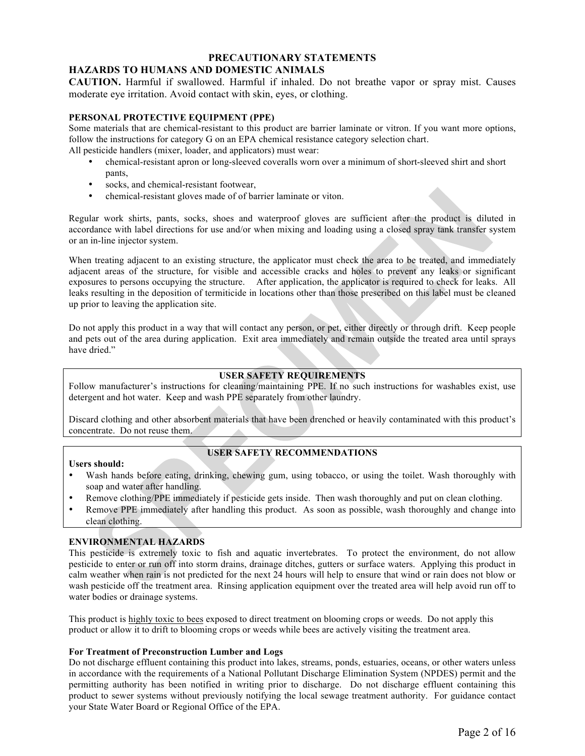## PRECAUTIONARY STATEMENTS

### HAZARDS TO HUMANS AND DOMESTIC ANIMALS

**CAUTION.** Harmful if swallowed. Harmful if inhaled. Do not breathe vapor or spray mist. Causes moderate eye irritation. Avoid contact with skin, eyes, or clothing.

**PERSONAL PROTECTIVE EQUIPMENT (PPE)**

Some materials that are chemical-resistant to this product are barrier laminate or vitron. If you want more options, follow the instructions for category G on an EPA chemical resistance category selection chart.

All pesticide handlers (mixer, loader, and applicators) must wear:

- chemical-resistant apron or long-sleeved coveralls worn over a minimum of short-sleeved shirt and short pants,
- socks, and chemical-resistant footwear,
- chemical-resistant gloves made of of barrier laminate or viton.

Regular work shirts, pants, socks, shoes and waterproof gloves are sufficient after the product is diluted in accordance with label directions for use and/or when mixing and loading using a closed spray tank transfer system or an in-line injector system.

When treating adjacent to an existing structure, the applicator must check the area to be treated, and immediately adjacent areas of the structure, for visible and accessible cracks and holes to prevent any leaks or significant exposures to persons occupying the structure. After application, the applicator is required to check for leaks. All leaks resulting in the deposition of termiticide in locations other than those prescribed on this label must be cleaned up prior to leaving the application site.

Do not apply this product in a way that will contact any person, or pet, either directly or through drift. Keep people and pets out of the area during application. Exit area immediately and remain outside the treated area until sprays have dried."

**USER SAFETY REQUIREMENTS**

Follow manufacturer's instructions for cleaning/maintaining PPE. If no such instructions for washables exist, use detergent and hot water. Keep and wash PPE separately from other laundry.

Discard clothing and other absorbent materials that have been drenched or heavily contaminated with this product's concentrate. Do not reuse them.

**USER SAFETY RECOMMENDATIONS**

**Users should:**

- Wash hands before eating, drinking, chewing gum, using tobacco, or using the toilet. Wash thoroughly with soap and water after handling.
- Remove clothing/PPE immediately if pesticide gets inside. Then wash thoroughly and put on clean clothing.
- Remove PPE immediately after handling this product. As soon as possible, wash thoroughly and change into clean clothing.

**ENVIRONMENTAL HAZARDS**

This pesticide is extremely toxic to fish and aquatic invertebrates. To protect the environment, do not allow pesticide to enter or run off into storm drains, drainage ditches, gutters or surface waters. Applying this product in calm weather when rain is not predicted for the next 24 hours will help to ensure that wind or rain does not blow or wash pesticide off the treatment area. Rinsing application equipment over the treated area will help avoid run off to water bodies or drainage systems.

This product is highly toxic to bees exposed to direct treatment on blooming crops or weeds. Do not apply this product or allow it to drift to blooming crops or weeds while bees are actively visiting the treatment area.

**For Treatment of Preconstruction Lumber and Logs**

Do not discharge effluent containing this product into lakes, streams, ponds, estuaries, oceans, or other waters unless in accordance with the requirements of a National Pollutant Discharge Elimination System (NPDES) permit and the permitting authority has been notified in writing prior to discharge. Do not discharge effluent containing this product to sewer systems without previously notifying the local sewage treatment authority. For guidance contact your State Water Board or Regional Office of the EPA.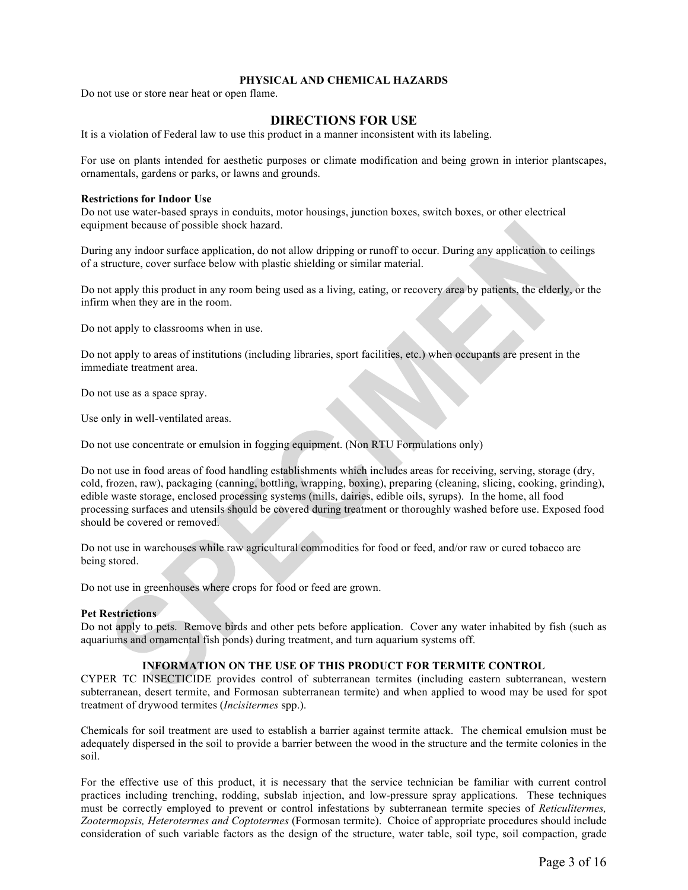### PHYSICAL AND CHEMICAL HAZARDS

Do not use or store near heat or open flame.

## DIRECTIONS FOR USE

It is a violation of Federal law to use this product in a manner inconsistent with its labeling.

For use on plants intended for aesthetic purposes or climate modification and being grown in interior plantscapes, ornamentals, gardens or parks, or lawns and grounds.

**Restrictions for Indoor Use**

Do not use water-based sprays in conduits, motor housings, junction boxes, switch boxes, or other electrical equipment because of possible shock hazard.

During any indoor surface application, do not allow dripping or runoff to occur. During any application to ceilings of a structure, cover surface below with plastic shielding or similar material.

Do not apply this product in any room being used as a living, eating, or recovery area by patients, the elderly, or the infirm when they are in the room.

Do not apply to classrooms when in use.

Do not apply to areas of institutions (including libraries, sport facilities, etc.) when occupants are present in the immediate treatment area.

Do not use as a space spray.

Use only in well-ventilated areas.

Do not use concentrate or emulsion in fogging equipment. (Non RTU Formulations only)

Do not use in food areas of food handling establishments which includes areas for receiving, serving, storage (dry, cold, frozen, raw), packaging (canning, bottling, wrapping, boxing), preparing (cleaning, slicing, cooking, grinding), edible waste storage, enclosed processing systems (mills, dairies, edible oils, syrups). In the home, all food processing surfaces and utensils should be covered during treatment or thoroughly washed before use. Exposed food should be covered or removed.

Do not use in warehouses while raw agricultural commodities for food or feed, and/or raw or cured tobacco are being stored.

Do not use in greenhouses where crops for food or feed are grown.

**Pet Restrictions**

Do not apply to pets. Remove birds and other pets before application. Cover any water inhabited by fish (such as aquariums and ornamental fish ponds) during treatment, and turn aquarium systems off.

### INFORMATION ON THE USE OF THIS PRODUCT FOR TERMITE CONTROL

CYPER TC INSECTICIDE provides control of subterranean termites (including eastern subterranean, western subterranean, desert termite, and Formosan subterranean termite) and when applied to wood may be used for spot treatment of drywood termites (*Incisitermes* spp.).

Chemicals for soil treatment are used to establish a barrier against termite attack. The chemical emulsion must be adequately dispersed in the soil to provide a barrier between the wood in the structure and the termite colonies in the soil.

For the effective use of this product, it is necessary that the service technician be familiar with current control practices including trenching, rodding, subslab injection, and low-pressure spray applications. These techniques must be correctly employed to prevent or control infestations by subterranean termite species of *Reticulitermes, Zootermopsis, Heterotermes and Coptotermes* (Formosan termite). Choice of appropriate procedures should include consideration of such variable factors as the design of the structure, water table, soil type, soil compaction, grade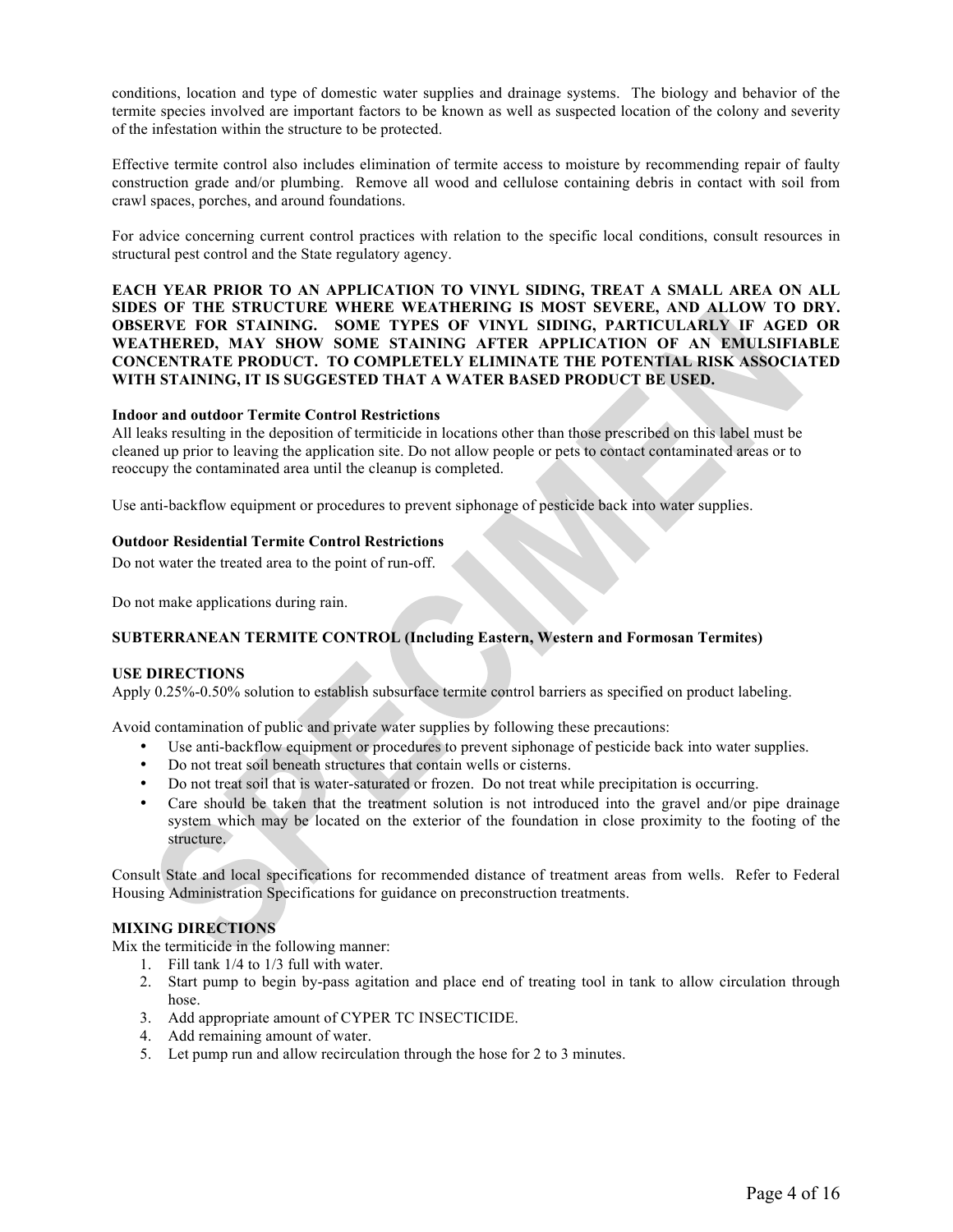conditions, location and type of domestic water supplies and drainage systems. The biology and behavior of the termite species involved are important factors to be known as well as suspected location of the colony and severity of the infestation within the structure to be protected.

Effective termite control also includes elimination of termite access to moisture by recommending repair of faulty construction grade and/or plumbing. Remove all wood and cellulose containing debris in contact with soil from crawl spaces, porches, and around foundations.

For advice concerning current control practices with relation to the specific local conditions, consult resources in structural pest control and the State regulatory agency.

**EACH YEAR PRIOR TO AN APPLICATION TO VINYL SIDING, TREAT A SMALL AREA ON ALL SIDES OF THE STRUCTURE WHERE WEATHERING IS MOST SEVERE, AND ALLOW TO DRY. OBSERVE FOR STAINING. SOME TYPES OF VINYL SIDING, PARTICULARLY IF AGED OR WEATHERED, MAY SHOW SOME STAINING AFTER APPLICATION OF AN EMULSIFIABLE CONCENTRATE PRODUCT. TO COMPLETELY ELIMINATE THE POTENTIAL RISK ASSOCIATED WITH STAINING, IT IS SUGGESTED THAT A WATER BASED PRODUCT BE USED.**

**Indoor and outdoor Termite Control Restrictions**

All leaks resulting in the deposition of termiticide in locations other than those prescribed on this label must be cleaned up prior to leaving the application site. Do not allow people or pets to contact contaminated areas or to reoccupy the contaminated area until the cleanup is completed.

Use anti-backflow equipment or procedures to prevent siphonage of pesticide back into water supplies.

**Outdoor Residential Termite Control Restrictions**

Do not water the treated area to the point of run-off.

Do not make applications during rain.

**SUBTERRANEAN TERMITE CONTROL (Including Eastern, Western and Formosan Termites)**

**USE DIRECTIONS**

Apply 0.25%-0.50% solution to establish subsurface termite control barriers as specified on product labeling.

Avoid contamination of public and private water supplies by following these precautions:

- Use anti-backflow equipment or procedures to prevent siphonage of pesticide back into water supplies.
- Do not treat soil beneath structures that contain wells or cisterns.
- Do not treat soil that is water-saturated or frozen. Do not treat while precipitation is occurring.
- Care should be taken that the treatment solution is not introduced into the gravel and/or pipe drainage system which may be located on the exterior of the foundation in close proximity to the footing of the structure.

Consult State and local specifications for recommended distance of treatment areas from wells. Refer to Federal Housing Administration Specifications for guidance on preconstruction treatments.

**MIXING DIRECTIONS**

Mix the termiticide in the following manner:

1. Fill tank 1/4 to 1/3 full with water.
2. Start pump to begin by-pass agitation and place end of treating tool in tank to allow circulation through hose.
3. Add appropriate amount of CYPER TC INSECTICIDE.
4. Add remaining amount of water.
5. Let pump run and allow recirculation through the hose for 2 to 3 minutes.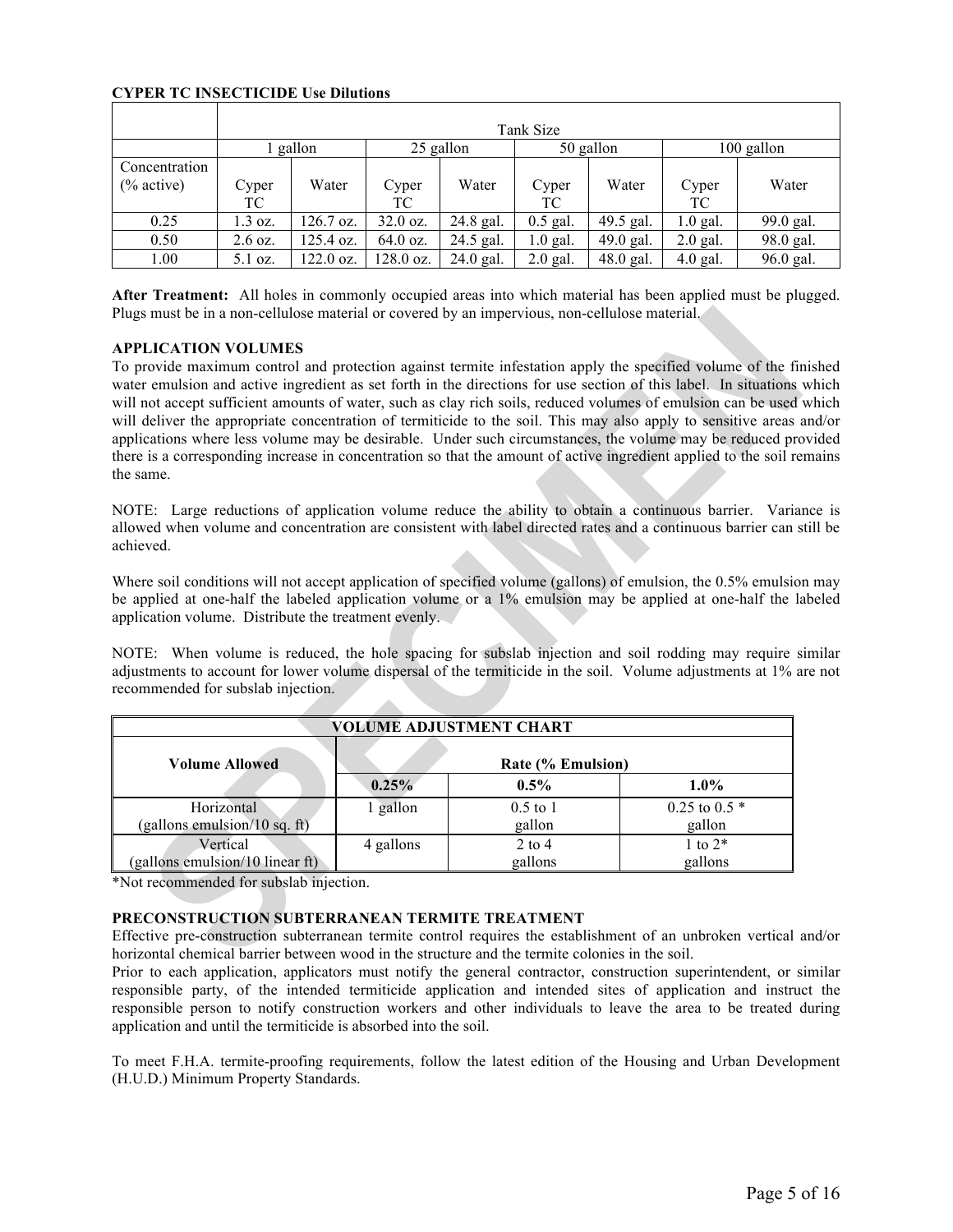**CYPER TC INSECTICIDE Use Dilutions**

| | Tank Size | | | | | | | |
|---|---|---|---|---|---|---|---|---|
| | 1 gallon | | 25 gallon | | 50 gallon | | 100 gallon | |
| Concentration (% active) | Cyper TC | Water | Cyper TC | Water | Cyper TC | Water | Cyper TC | Water |
| 0.25 | 1.3 oz. | 126.7 oz. | 32.0 oz. | 24.8 gal. | 0.5 gal. | 49.5 gal. | 1.0 gal. | 99.0 gal. |
| 0.50 | 2.6 oz. | 125.4 oz. | 64.0 oz. | 24.5 gal. | 1.0 gal. | 49.0 gal. | 2.0 gal. | 98.0 gal. |
| 1.00 | 5.1 oz. | 122.0 oz. | 128.0 oz. | 24.0 gal. | 2.0 gal. | 48.0 gal. | 4.0 gal. | 96.0 gal. |

**After Treatment:** All holes in commonly occupied areas into which material has been applied must be plugged. Plugs must be in a non-cellulose material or covered by an impervious, non-cellulose material.

**APPLICATION VOLUMES**

To provide maximum control and protection against termite infestation apply the specified volume of the finished water emulsion and active ingredient as set forth in the directions for use section of this label. In situations which will not accept sufficient amounts of water, such as clay rich soils, reduced volumes of emulsion can be used which will deliver the appropriate concentration of termiticide to the soil. This may also apply to sensitive areas and/or applications where less volume may be desirable. Under such circumstances, the volume may be reduced provided there is a corresponding increase in concentration so that the amount of active ingredient applied to the soil remains the same.

NOTE: Large reductions of application volume reduce the ability to obtain a continuous barrier. Variance is allowed when volume and concentration are consistent with label directed rates and a continuous barrier can still be achieved.

Where soil conditions will not accept application of specified volume (gallons) of emulsion, the 0.5% emulsion may be applied at one-half the labeled application volume or a 1% emulsion may be applied at one-half the labeled application volume. Distribute the treatment evenly.

NOTE: When volume is reduced, the hole spacing for subslab injection and soil rodding may require similar adjustments to account for lower volume dispersal of the termiticide in the soil. Volume adjustments at 1% are not recommended for subslab injection.

| VOLUME ADJUSTMENT CHART | | | |
|---|---|---|---|
| **Volume Allowed** | **Rate (% Emulsion)** | | |
| | **0.25%** | **0.5%** | **1.0%** |
| Horizontal (gallons emulsion/10 sq. ft) | 1 gallon | 0.5 to 1 gallon | 0.25 to 0.5 * gallon |
| Vertical (gallons emulsion/10 linear ft) | 4 gallons | 2 to 4 gallons | 1 to 2* gallons |

*Not recommended for subslab injection.

**PRECONSTRUCTION SUBTERRANEAN TERMITE TREATMENT**

Effective pre-construction subterranean termite control requires the establishment of an unbroken vertical and/or horizontal chemical barrier between wood in the structure and the termite colonies in the soil.

Prior to each application, applicators must notify the general contractor, construction superintendent, or similar responsible party, of the intended termiticide application and intended sites of application and instruct the responsible person to notify construction workers and other individuals to leave the area to be treated during application and until the termiticide is absorbed into the soil.

To meet F.H.A. termite-proofing requirements, follow the latest edition of the Housing and Urban Development (H.U.D.) Minimum Property Standards.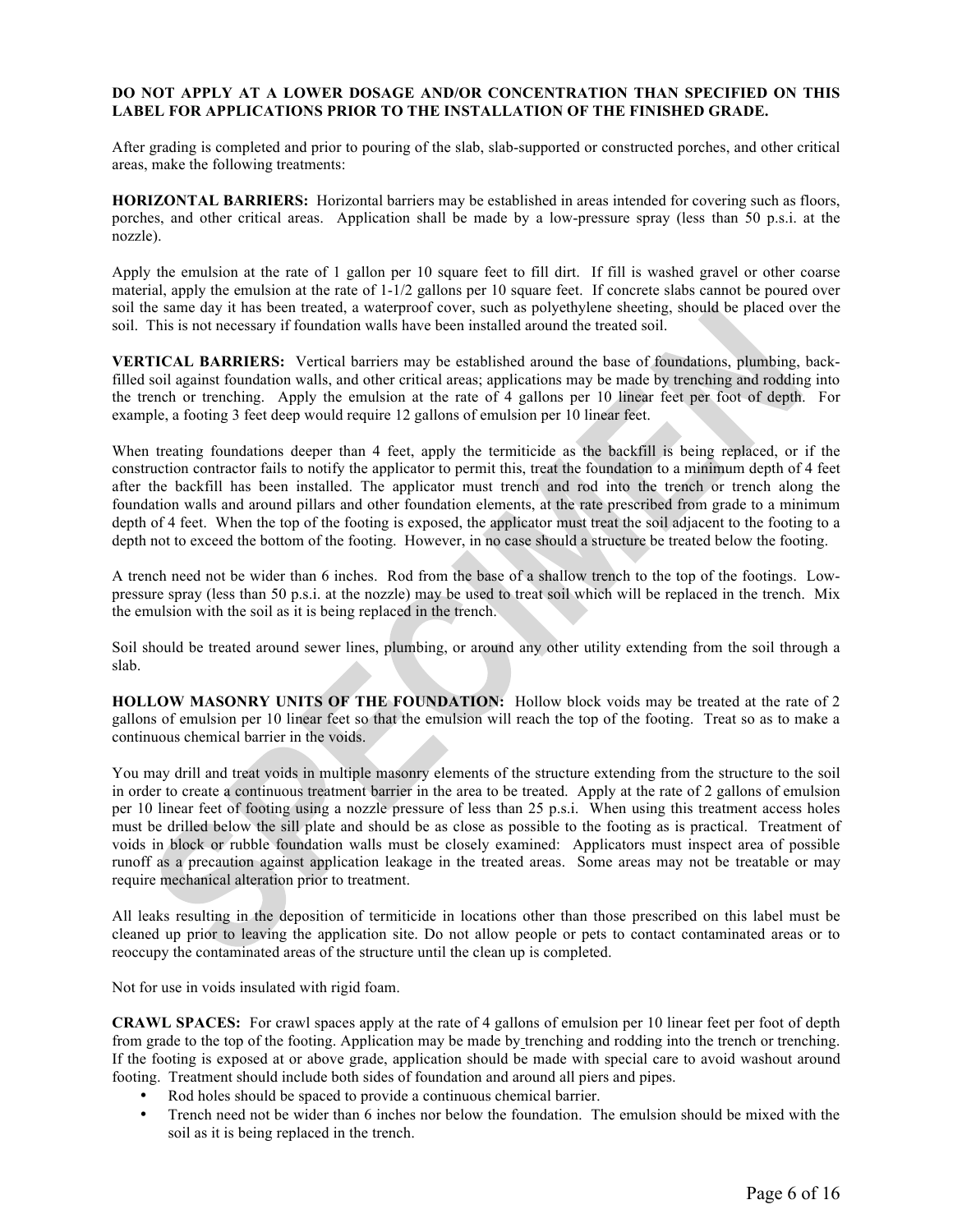**DO NOT APPLY AT A LOWER DOSAGE AND/OR CONCENTRATION THAN SPECIFIED ON THIS LABEL FOR APPLICATIONS PRIOR TO THE INSTALLATION OF THE FINISHED GRADE.**

After grading is completed and prior to pouring of the slab, slab-supported or constructed porches, and other critical areas, make the following treatments:

**HORIZONTAL BARRIERS:** Horizontal barriers may be established in areas intended for covering such as floors, porches, and other critical areas. Application shall be made by a low-pressure spray (less than 50 p.s.i. at the nozzle).

Apply the emulsion at the rate of 1 gallon per 10 square feet to fill dirt. If fill is washed gravel or other coarse material, apply the emulsion at the rate of 1-1/2 gallons per 10 square feet. If concrete slabs cannot be poured over soil the same day it has been treated, a waterproof cover, such as polyethylene sheeting, should be placed over the soil. This is not necessary if foundation walls have been installed around the treated soil.

**VERTICAL BARRIERS:** Vertical barriers may be established around the base of foundations, plumbing, back-filled soil against foundation walls, and other critical areas; applications may be made by trenching and rodding into the trench or trenching. Apply the emulsion at the rate of 4 gallons per 10 linear feet per foot of depth. For example, a footing 3 feet deep would require 12 gallons of emulsion per 10 linear feet.

When treating foundations deeper than 4 feet, apply the termiticide as the backfill is being replaced, or if the construction contractor fails to notify the applicator to permit this, treat the foundation to a minimum depth of 4 feet after the backfill has been installed. The applicator must trench and rod into the trench or trench along the foundation walls and around pillars and other foundation elements, at the rate prescribed from grade to a minimum depth of 4 feet. When the top of the footing is exposed, the applicator must treat the soil adjacent to the footing to a depth not to exceed the bottom of the footing. However, in no case should a structure be treated below the footing.

A trench need not be wider than 6 inches. Rod from the base of a shallow trench to the top of the footings. Low-pressure spray (less than 50 p.s.i. at the nozzle) may be used to treat soil which will be replaced in the trench. Mix the emulsion with the soil as it is being replaced in the trench.

Soil should be treated around sewer lines, plumbing, or around any other utility extending from the soil through a slab.

**HOLLOW MASONRY UNITS OF THE FOUNDATION:** Hollow block voids may be treated at the rate of 2 gallons of emulsion per 10 linear feet so that the emulsion will reach the top of the footing. Treat so as to make a continuous chemical barrier in the voids.

You may drill and treat voids in multiple masonry elements of the structure extending from the structure to the soil in order to create a continuous treatment barrier in the area to be treated. Apply at the rate of 2 gallons of emulsion per 10 linear feet of footing using a nozzle pressure of less than 25 p.s.i. When using this treatment access holes must be drilled below the sill plate and should be as close as possible to the footing as is practical. Treatment of voids in block or rubble foundation walls must be closely examined: Applicators must inspect area of possible runoff as a precaution against application leakage in the treated areas. Some areas may not be treatable or may require mechanical alteration prior to treatment.

All leaks resulting in the deposition of termiticide in locations other than those prescribed on this label must be cleaned up prior to leaving the application site. Do not allow people or pets to contact contaminated areas or to reoccupy the contaminated areas of the structure until the clean up is completed.

Not for use in voids insulated with rigid foam.

**CRAWL SPACES:** For crawl spaces apply at the rate of 4 gallons of emulsion per 10 linear feet per foot of depth from grade to the top of the footing. Application may be made by trenching and rodding into the trench or trenching. If the footing is exposed at or above grade, application should be made with special care to avoid washout around footing. Treatment should include both sides of foundation and around all piers and pipes.

- Rod holes should be spaced to provide a continuous chemical barrier.
- Trench need not be wider than 6 inches nor below the foundation. The emulsion should be mixed with the soil as it is being replaced in the trench.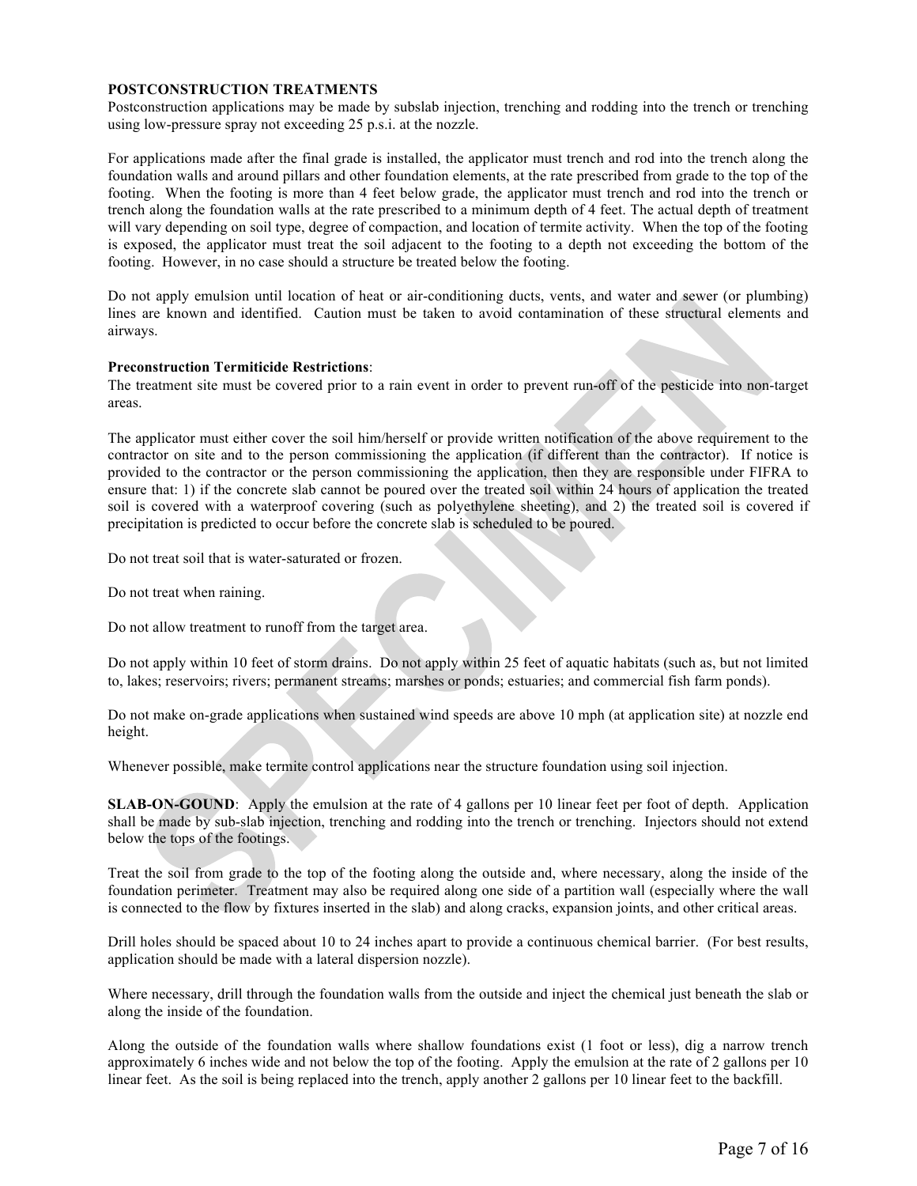**POSTCONSTRUCTION TREATMENTS**

Postconstruction applications may be made by subslab injection, trenching and rodding into the trench or trenching using low-pressure spray not exceeding 25 p.s.i. at the nozzle.

For applications made after the final grade is installed, the applicator must trench and rod into the trench along the foundation walls and around pillars and other foundation elements, at the rate prescribed from grade to the top of the footing. When the footing is more than 4 feet below grade, the applicator must trench and rod into the trench or trench along the foundation walls at the rate prescribed to a minimum depth of 4 feet. The actual depth of treatment will vary depending on soil type, degree of compaction, and location of termite activity. When the top of the footing is exposed, the applicator must treat the soil adjacent to the footing to a depth not exceeding the bottom of the footing. However, in no case should a structure be treated below the footing.

Do not apply emulsion until location of heat or air-conditioning ducts, vents, and water and sewer (or plumbing) lines are known and identified. Caution must be taken to avoid contamination of these structural elements and airways.

**Preconstruction Termiticide Restrictions**:

The treatment site must be covered prior to a rain event in order to prevent run-off of the pesticide into non-target areas.

The applicator must either cover the soil him/herself or provide written notification of the above requirement to the contractor on site and to the person commissioning the application (if different than the contractor). If notice is provided to the contractor or the person commissioning the application, then they are responsible under FIFRA to ensure that: 1) if the concrete slab cannot be poured over the treated soil within 24 hours of application the treated soil is covered with a waterproof covering (such as polyethylene sheeting), and 2) the treated soil is covered if precipitation is predicted to occur before the concrete slab is scheduled to be poured.

Do not treat soil that is water-saturated or frozen.

Do not treat when raining.

Do not allow treatment to runoff from the target area.

Do not apply within 10 feet of storm drains. Do not apply within 25 feet of aquatic habitats (such as, but not limited to, lakes; reservoirs; rivers; permanent streams; marshes or ponds; estuaries; and commercial fish farm ponds).

Do not make on-grade applications when sustained wind speeds are above 10 mph (at application site) at nozzle end height.

Whenever possible, make termite control applications near the structure foundation using soil injection.

**SLAB-ON-GOUND**: Apply the emulsion at the rate of 4 gallons per 10 linear feet per foot of depth. Application shall be made by sub-slab injection, trenching and rodding into the trench or trenching. Injectors should not extend below the tops of the footings.

Treat the soil from grade to the top of the footing along the outside and, where necessary, along the inside of the foundation perimeter. Treatment may also be required along one side of a partition wall (especially where the wall is connected to the flow by fixtures inserted in the slab) and along cracks, expansion joints, and other critical areas.

Drill holes should be spaced about 10 to 24 inches apart to provide a continuous chemical barrier. (For best results, application should be made with a lateral dispersion nozzle).

Where necessary, drill through the foundation walls from the outside and inject the chemical just beneath the slab or along the inside of the foundation.

Along the outside of the foundation walls where shallow foundations exist (1 foot or less), dig a narrow trench approximately 6 inches wide and not below the top of the footing. Apply the emulsion at the rate of 2 gallons per 10 linear feet. As the soil is being replaced into the trench, apply another 2 gallons per 10 linear feet to the backfill.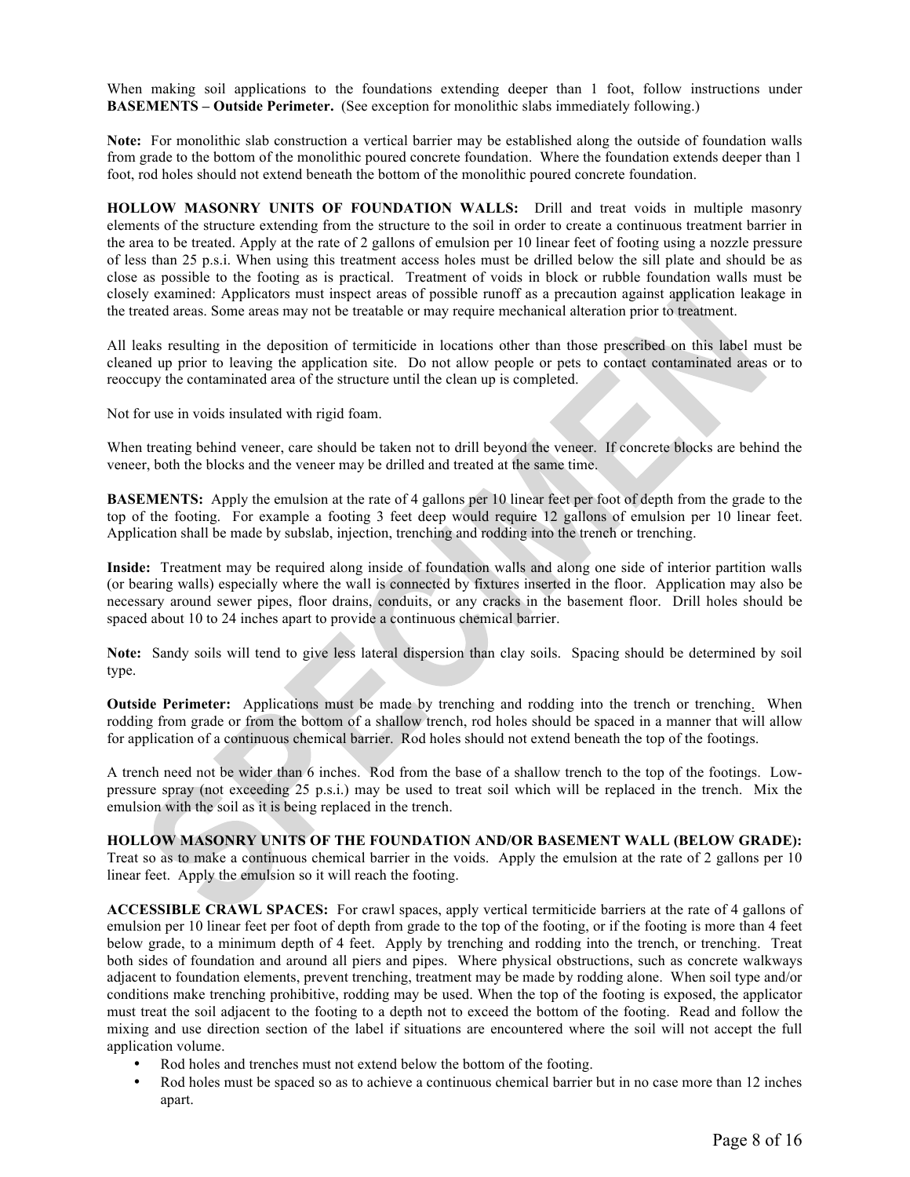When making soil applications to the foundations extending deeper than 1 foot, follow instructions under **BASEMENTS – Outside Perimeter.** (See exception for monolithic slabs immediately following.)

**Note:** For monolithic slab construction a vertical barrier may be established along the outside of foundation walls from grade to the bottom of the monolithic poured concrete foundation. Where the foundation extends deeper than 1 foot, rod holes should not extend beneath the bottom of the monolithic poured concrete foundation.

**HOLLOW MASONRY UNITS OF FOUNDATION WALLS:** Drill and treat voids in multiple masonry elements of the structure extending from the structure to the soil in order to create a continuous treatment barrier in the area to be treated. Apply at the rate of 2 gallons of emulsion per 10 linear feet of footing using a nozzle pressure of less than 25 p.s.i. When using this treatment access holes must be drilled below the sill plate and should be as close as possible to the footing as is practical. Treatment of voids in block or rubble foundation walls must be closely examined: Applicators must inspect areas of possible runoff as a precaution against application leakage in the treated areas. Some areas may not be treatable or may require mechanical alteration prior to treatment.

All leaks resulting in the deposition of termiticide in locations other than those prescribed on this label must be cleaned up prior to leaving the application site. Do not allow people or pets to contact contaminated areas or to reoccupy the contaminated area of the structure until the clean up is completed.

Not for use in voids insulated with rigid foam.

When treating behind veneer, care should be taken not to drill beyond the veneer. If concrete blocks are behind the veneer, both the blocks and the veneer may be drilled and treated at the same time.

**BASEMENTS:** Apply the emulsion at the rate of 4 gallons per 10 linear feet per foot of depth from the grade to the top of the footing. For example a footing 3 feet deep would require 12 gallons of emulsion per 10 linear feet. Application shall be made by subslab, injection, trenching and rodding into the trench or trenching.

**Inside:** Treatment may be required along inside of foundation walls and along one side of interior partition walls (or bearing walls) especially where the wall is connected by fixtures inserted in the floor. Application may also be necessary around sewer pipes, floor drains, conduits, or any cracks in the basement floor. Drill holes should be spaced about 10 to 24 inches apart to provide a continuous chemical barrier.

**Note:** Sandy soils will tend to give less lateral dispersion than clay soils. Spacing should be determined by soil type.

**Outside Perimeter:** Applications must be made by trenching and rodding into the trench or trenching. When rodding from grade or from the bottom of a shallow trench, rod holes should be spaced in a manner that will allow for application of a continuous chemical barrier. Rod holes should not extend beneath the top of the footings.

A trench need not be wider than 6 inches. Rod from the base of a shallow trench to the top of the footings. Low-pressure spray (not exceeding 25 p.s.i.) may be used to treat soil which will be replaced in the trench. Mix the emulsion with the soil as it is being replaced in the trench.

**HOLLOW MASONRY UNITS OF THE FOUNDATION AND/OR BASEMENT WALL (BELOW GRADE):** Treat so as to make a continuous chemical barrier in the voids. Apply the emulsion at the rate of 2 gallons per 10 linear feet. Apply the emulsion so it will reach the footing.

**ACCESSIBLE CRAWL SPACES:** For crawl spaces, apply vertical termiticide barriers at the rate of 4 gallons of emulsion per 10 linear feet per foot of depth from grade to the top of the footing, or if the footing is more than 4 feet below grade, to a minimum depth of 4 feet. Apply by trenching and rodding into the trench, or trenching. Treat both sides of foundation and around all piers and pipes. Where physical obstructions, such as concrete walkways adjacent to foundation elements, prevent trenching, treatment may be made by rodding alone. When soil type and/or conditions make trenching prohibitive, rodding may be used. When the top of the footing is exposed, the applicator must treat the soil adjacent to the footing to a depth not to exceed the bottom of the footing. Read and follow the mixing and use direction section of the label if situations are encountered where the soil will not accept the full application volume.

- Rod holes and trenches must not extend below the bottom of the footing.
- Rod holes must be spaced so as to achieve a continuous chemical barrier but in no case more than 12 inches apart.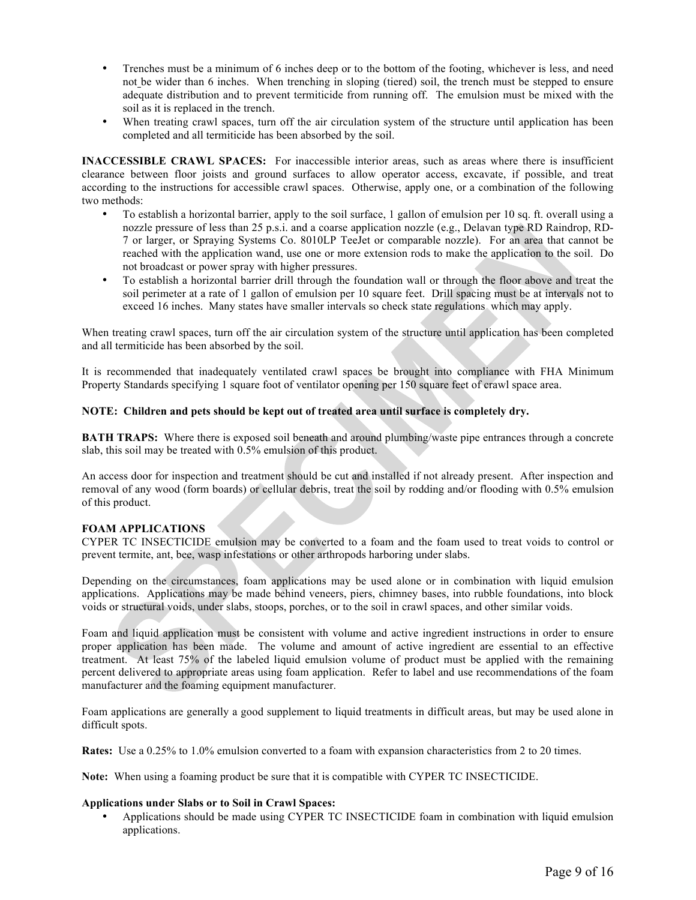- Trenches must be a minimum of 6 inches deep or to the bottom of the footing, whichever is less, and need not be wider than 6 inches. When trenching in sloping (tiered) soil, the trench must be stepped to ensure adequate distribution and to prevent termiticide from running off. The emulsion must be mixed with the soil as it is replaced in the trench.
- When treating crawl spaces, turn off the air circulation system of the structure until application has been completed and all termiticide has been absorbed by the soil.

**INACCESSIBLE CRAWL SPACES:** For inaccessible interior areas, such as areas where there is insufficient clearance between floor joists and ground surfaces to allow operator access, excavate, if possible, and treat according to the instructions for accessible crawl spaces. Otherwise, apply one, or a combination of the following two methods:

- To establish a horizontal barrier, apply to the soil surface, 1 gallon of emulsion per 10 sq. ft. overall using a nozzle pressure of less than 25 p.s.i. and a coarse application nozzle (e.g., Delavan type RD Raindrop, RD-7 or larger, or Spraying Systems Co. 8010LP TeeJet or comparable nozzle). For an area that cannot be reached with the application wand, use one or more extension rods to make the application to the soil. Do not broadcast or power spray with higher pressures.
- To establish a horizontal barrier drill through the foundation wall or through the floor above and treat the soil perimeter at a rate of 1 gallon of emulsion per 10 square feet. Drill spacing must be at intervals not to exceed 16 inches. Many states have smaller intervals so check state regulations which may apply.

When treating crawl spaces, turn off the air circulation system of the structure until application has been completed and all termiticide has been absorbed by the soil.

It is recommended that inadequately ventilated crawl spaces be brought into compliance with FHA Minimum Property Standards specifying 1 square foot of ventilator opening per 150 square feet of crawl space area.

**NOTE: Children and pets should be kept out of treated area until surface is completely dry.**

**BATH TRAPS:** Where there is exposed soil beneath and around plumbing/waste pipe entrances through a concrete slab, this soil may be treated with 0.5% emulsion of this product.

An access door for inspection and treatment should be cut and installed if not already present. After inspection and removal of any wood (form boards) or cellular debris, treat the soil by rodding and/or flooding with 0.5% emulsion of this product.

**FOAM APPLICATIONS**

CYPER TC INSECTICIDE emulsion may be converted to a foam and the foam used to treat voids to control or prevent termite, ant, bee, wasp infestations or other arthropods harboring under slabs.

Depending on the circumstances, foam applications may be used alone or in combination with liquid emulsion applications. Applications may be made behind veneers, piers, chimney bases, into rubble foundations, into block voids or structural voids, under slabs, stoops, porches, or to the soil in crawl spaces, and other similar voids.

Foam and liquid application must be consistent with volume and active ingredient instructions in order to ensure proper application has been made. The volume and amount of active ingredient are essential to an effective treatment. At least 75% of the labeled liquid emulsion volume of product must be applied with the remaining percent delivered to appropriate areas using foam application. Refer to label and use recommendations of the foam manufacturer and the foaming equipment manufacturer.

Foam applications are generally a good supplement to liquid treatments in difficult areas, but may be used alone in difficult spots.

**Rates:** Use a 0.25% to 1.0% emulsion converted to a foam with expansion characteristics from 2 to 20 times.

**Note:** When using a foaming product be sure that it is compatible with CYPER TC INSECTICIDE.

**Applications under Slabs or to Soil in Crawl Spaces:**

- Applications should be made using CYPER TC INSECTICIDE foam in combination with liquid emulsion applications.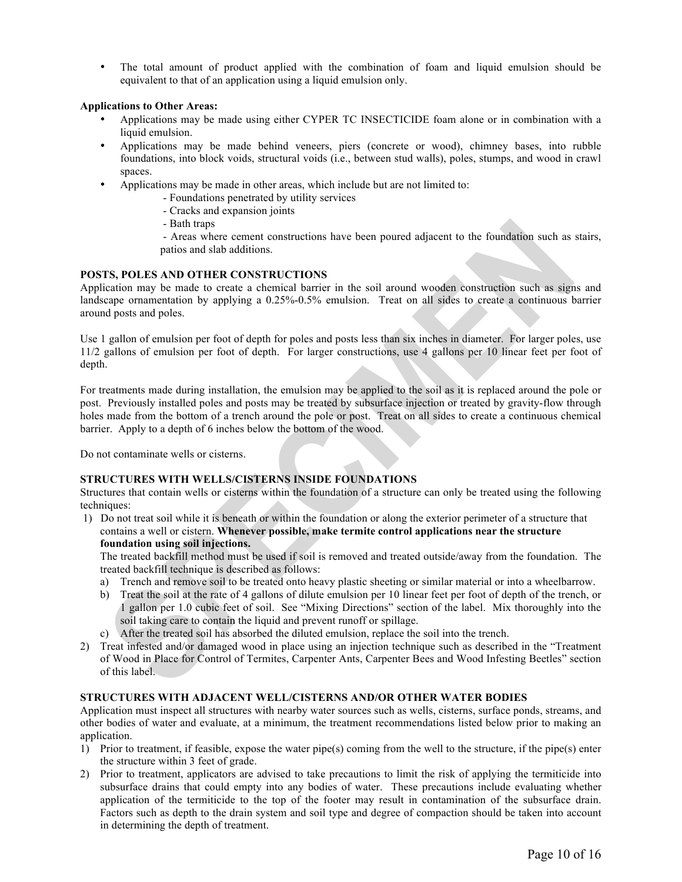- The total amount of product applied with the combination of foam and liquid emulsion should be equivalent to that of an application using a liquid emulsion only.

**Applications to Other Areas:**

- Applications may be made using either CYPER TC INSECTICIDE foam alone or in combination with a liquid emulsion.
- Applications may be made behind veneers, piers (concrete or wood), chimney bases, into rubble foundations, into block voids, structural voids (i.e., between stud walls), poles, stumps, and wood in crawl spaces.
- Applications may be made in other areas, which include but are not limited to:
  - Foundations penetrated by utility services
  - Cracks and expansion joints
  - Bath traps
  - Areas where cement constructions have been poured adjacent to the foundation such as stairs, patios and slab additions.

**POSTS, POLES AND OTHER CONSTRUCTIONS**

Application may be made to create a chemical barrier in the soil around wooden construction such as signs and landscape ornamentation by applying a 0.25%-0.5% emulsion. Treat on all sides to create a continuous barrier around posts and poles.

Use 1 gallon of emulsion per foot of depth for poles and posts less than six inches in diameter. For larger poles, use 11/2 gallons of emulsion per foot of depth. For larger constructions, use 4 gallons per 10 linear feet per foot of depth.

For treatments made during installation, the emulsion may be applied to the soil as it is replaced around the pole or post. Previously installed poles and posts may be treated by subsurface injection or treated by gravity-flow through holes made from the bottom of a trench around the pole or post. Treat on all sides to create a continuous chemical barrier. Apply to a depth of 6 inches below the bottom of the wood.

Do not contaminate wells or cisterns.

**STRUCTURES WITH WELLS/CISTERNS INSIDE FOUNDATIONS**

Structures that contain wells or cisterns within the foundation of a structure can only be treated using the following techniques:

1) Do not treat soil while it is beneath or within the foundation or along the exterior perimeter of a structure that contains a well or cistern. **Whenever possible, make termite control applications near the structure foundation using soil injections.**

   The treated backfill method must be used if soil is removed and treated outside/away from the foundation. The treated backfill technique is described as follows:

   a) Trench and remove soil to be treated onto heavy plastic sheeting or similar material or into a wheelbarrow.
   b) Treat the soil at the rate of 4 gallons of dilute emulsion per 10 linear feet per foot of depth of the trench, or 1 gallon per 1.0 cubic feet of soil. See "Mixing Directions" section of the label. Mix thoroughly into the soil taking care to contain the liquid and prevent runoff or spillage.
   c) After the treated soil has absorbed the diluted emulsion, replace the soil into the trench.

2) Treat infested and/or damaged wood in place using an injection technique such as described in the "Treatment of Wood in Place for Control of Termites, Carpenter Ants, Carpenter Bees and Wood Infesting Beetles" section of this label.

**STRUCTURES WITH ADJACENT WELL/CISTERNS AND/OR OTHER WATER BODIES**

Application must inspect all structures with nearby water sources such as wells, cisterns, surface ponds, streams, and other bodies of water and evaluate, at a minimum, the treatment recommendations listed below prior to making an application.

1) Prior to treatment, if feasible, expose the water pipe(s) coming from the well to the structure, if the pipe(s) enter the structure within 3 feet of grade.
2) Prior to treatment, applicators are advised to take precautions to limit the risk of applying the termiticide into subsurface drains that could empty into any bodies of water. These precautions include evaluating whether application of the termiticide to the top of the footer may result in contamination of the subsurface drain. Factors such as depth to the drain system and soil type and degree of compaction should be taken into account in determining the depth of treatment.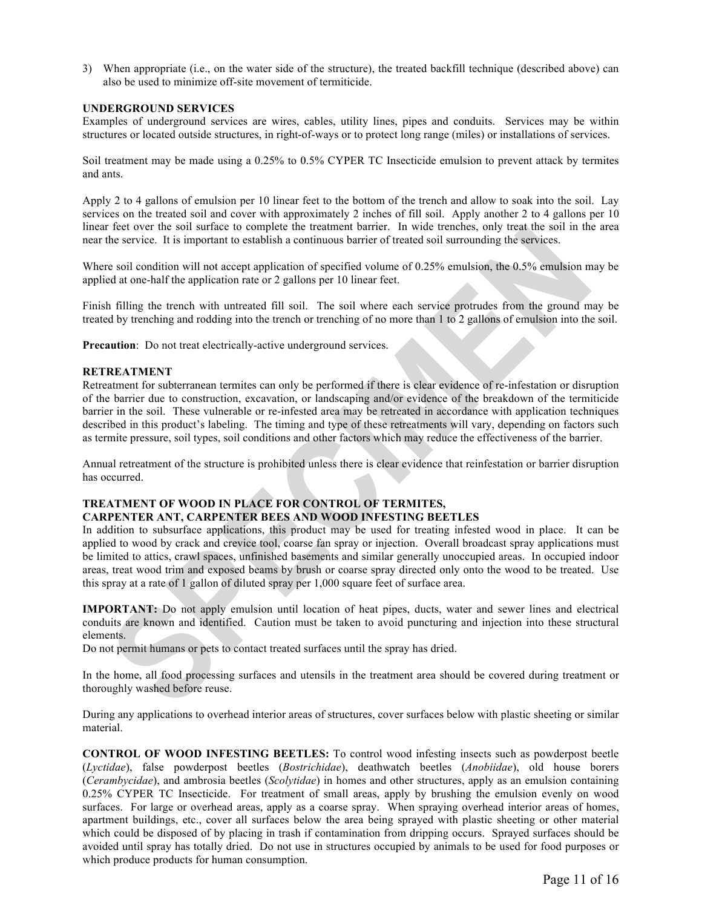3) When appropriate (i.e., on the water side of the structure), the treated backfill technique (described above) can also be used to minimize off-site movement of termiticide.

**UNDERGROUND SERVICES**

Examples of underground services are wires, cables, utility lines, pipes and conduits. Services may be within structures or located outside structures, in right-of-ways or to protect long range (miles) or installations of services.

Soil treatment may be made using a 0.25% to 0.5% CYPER TC Insecticide emulsion to prevent attack by termites and ants.

Apply 2 to 4 gallons of emulsion per 10 linear feet to the bottom of the trench and allow to soak into the soil. Lay services on the treated soil and cover with approximately 2 inches of fill soil. Apply another 2 to 4 gallons per 10 linear feet over the soil surface to complete the treatment barrier. In wide trenches, only treat the soil in the area near the service. It is important to establish a continuous barrier of treated soil surrounding the services.

Where soil condition will not accept application of specified volume of 0.25% emulsion, the 0.5% emulsion may be applied at one-half the application rate or 2 gallons per 10 linear feet.

Finish filling the trench with untreated fill soil. The soil where each service protrudes from the ground may be treated by trenching and rodding into the trench or trenching of no more than 1 to 2 gallons of emulsion into the soil.

**Precaution**: Do not treat electrically-active underground services.

**RETREATMENT**

Retreatment for subterranean termites can only be performed if there is clear evidence of re-infestation or disruption of the barrier due to construction, excavation, or landscaping and/or evidence of the breakdown of the termiticide barrier in the soil. These vulnerable or re-infested area may be retreated in accordance with application techniques described in this product's labeling. The timing and type of these retreatments will vary, depending on factors such as termite pressure, soil types, soil conditions and other factors which may reduce the effectiveness of the barrier.

Annual retreatment of the structure is prohibited unless there is clear evidence that reinfestation or barrier disruption has occurred.

**TREATMENT OF WOOD IN PLACE FOR CONTROL OF TERMITES, CARPENTER ANT, CARPENTER BEES AND WOOD INFESTING BEETLES**

In addition to subsurface applications, this product may be used for treating infested wood in place. It can be applied to wood by crack and crevice tool, coarse fan spray or injection. Overall broadcast spray applications must be limited to attics, crawl spaces, unfinished basements and similar generally unoccupied areas. In occupied indoor areas, treat wood trim and exposed beams by brush or coarse spray directed only onto the wood to be treated. Use this spray at a rate of 1 gallon of diluted spray per 1,000 square feet of surface area.

**IMPORTANT:** Do not apply emulsion until location of heat pipes, ducts, water and sewer lines and electrical conduits are known and identified. Caution must be taken to avoid puncturing and injection into these structural elements.
Do not permit humans or pets to contact treated surfaces until the spray has dried.

In the home, all food processing surfaces and utensils in the treatment area should be covered during treatment or thoroughly washed before reuse.

During any applications to overhead interior areas of structures, cover surfaces below with plastic sheeting or similar material.

**CONTROL OF WOOD INFESTING BEETLES:** To control wood infesting insects such as powderpost beetle (*Lyctidae*), false powderpost beetles (*Bostrichidae*), deathwatch beetles (*Anobiidae*), old house borers (*Cerambycidae*), and ambrosia beetles (*Scolytidae*) in homes and other structures, apply as an emulsion containing 0.25% CYPER TC Insecticide. For treatment of small areas, apply by brushing the emulsion evenly on wood surfaces. For large or overhead areas, apply as a coarse spray. When spraying overhead interior areas of homes, apartment buildings, etc., cover all surfaces below the area being sprayed with plastic sheeting or other material which could be disposed of by placing in trash if contamination from dripping occurs. Sprayed surfaces should be avoided until spray has totally dried. Do not use in structures occupied by animals to be used for food purposes or which produce products for human consumption.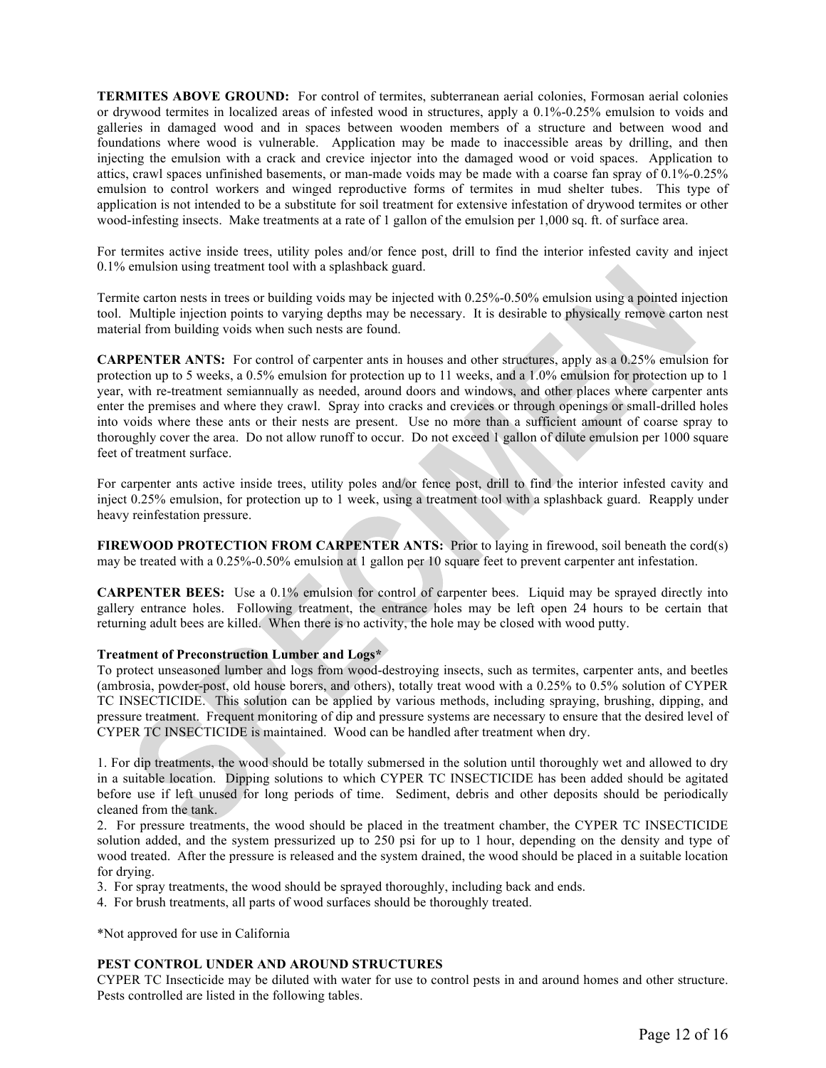**TERMITES ABOVE GROUND:** For control of termites, subterranean aerial colonies, Formosan aerial colonies or drywood termites in localized areas of infested wood in structures, apply a 0.1%-0.25% emulsion to voids and galleries in damaged wood and in spaces between wooden members of a structure and between wood and foundations where wood is vulnerable. Application may be made to inaccessible areas by drilling, and then injecting the emulsion with a crack and crevice injector into the damaged wood or void spaces. Application to attics, crawl spaces unfinished basements, or man-made voids may be made with a coarse fan spray of 0.1%-0.25% emulsion to control workers and winged reproductive forms of termites in mud shelter tubes. This type of application is not intended to be a substitute for soil treatment for extensive infestation of drywood termites or other wood-infesting insects. Make treatments at a rate of 1 gallon of the emulsion per 1,000 sq. ft. of surface area.

For termites active inside trees, utility poles and/or fence post, drill to find the interior infested cavity and inject 0.1% emulsion using treatment tool with a splashback guard.

Termite carton nests in trees or building voids may be injected with 0.25%-0.50% emulsion using a pointed injection tool. Multiple injection points to varying depths may be necessary. It is desirable to physically remove carton nest material from building voids when such nests are found.

**CARPENTER ANTS:** For control of carpenter ants in houses and other structures, apply as a 0.25% emulsion for protection up to 5 weeks, a 0.5% emulsion for protection up to 11 weeks, and a 1.0% emulsion for protection up to 1 year, with re-treatment semiannually as needed, around doors and windows, and other places where carpenter ants enter the premises and where they crawl. Spray into cracks and crevices or through openings or small-drilled holes into voids where these ants or their nests are present. Use no more than a sufficient amount of coarse spray to thoroughly cover the area. Do not allow runoff to occur. Do not exceed 1 gallon of dilute emulsion per 1000 square feet of treatment surface.

For carpenter ants active inside trees, utility poles and/or fence post, drill to find the interior infested cavity and inject 0.25% emulsion, for protection up to 1 week, using a treatment tool with a splashback guard. Reapply under heavy reinfestation pressure.

**FIREWOOD PROTECTION FROM CARPENTER ANTS:** Prior to laying in firewood, soil beneath the cord(s) may be treated with a 0.25%-0.50% emulsion at 1 gallon per 10 square feet to prevent carpenter ant infestation.

**CARPENTER BEES:** Use a 0.1% emulsion for control of carpenter bees. Liquid may be sprayed directly into gallery entrance holes. Following treatment, the entrance holes may be left open 24 hours to be certain that returning adult bees are killed. When there is no activity, the hole may be closed with wood putty.

**Treatment of Preconstruction Lumber and Logs***

To protect unseasoned lumber and logs from wood-destroying insects, such as termites, carpenter ants, and beetles (ambrosia, powder-post, old house borers, and others), totally treat wood with a 0.25% to 0.5% solution of CYPER TC INSECTICIDE. This solution can be applied by various methods, including spraying, brushing, dipping, and pressure treatment. Frequent monitoring of dip and pressure systems are necessary to ensure that the desired level of CYPER TC INSECTICIDE is maintained. Wood can be handled after treatment when dry.

1. For dip treatments, the wood should be totally submersed in the solution until thoroughly wet and allowed to dry in a suitable location. Dipping solutions to which CYPER TC INSECTICIDE has been added should be agitated before use if left unused for long periods of time. Sediment, debris and other deposits should be periodically cleaned from the tank.
2. For pressure treatments, the wood should be placed in the treatment chamber, the CYPER TC INSECTICIDE solution added, and the system pressurized up to 250 psi for up to 1 hour, depending on the density and type of wood treated. After the pressure is released and the system drained, the wood should be placed in a suitable location for drying.
3. For spray treatments, the wood should be sprayed thoroughly, including back and ends.
4. For brush treatments, all parts of wood surfaces should be thoroughly treated.

*Not approved for use in California

**PEST CONTROL UNDER AND AROUND STRUCTURES**

CYPER TC Insecticide may be diluted with water for use to control pests in and around homes and other structure. Pests controlled are listed in the following tables.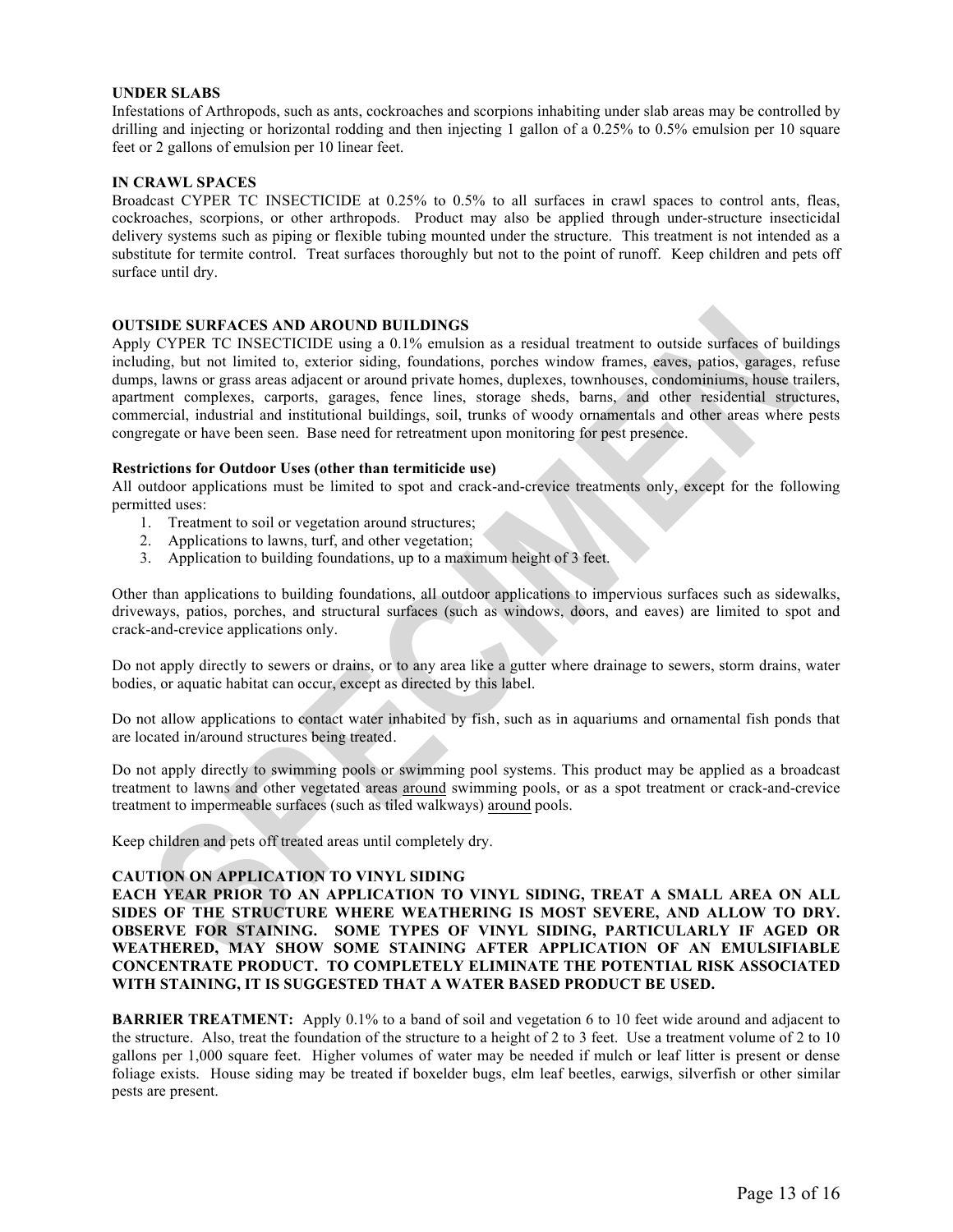**UNDER SLABS**

Infestations of Arthropods, such as ants, cockroaches and scorpions inhabiting under slab areas may be controlled by drilling and injecting or horizontal rodding and then injecting 1 gallon of a 0.25% to 0.5% emulsion per 10 square feet or 2 gallons of emulsion per 10 linear feet.

**IN CRAWL SPACES**

Broadcast CYPER TC INSECTICIDE at 0.25% to 0.5% to all surfaces in crawl spaces to control ants, fleas, cockroaches, scorpions, or other arthropods. Product may also be applied through under-structure insecticidal delivery systems such as piping or flexible tubing mounted under the structure. This treatment is not intended as a substitute for termite control. Treat surfaces thoroughly but not to the point of runoff. Keep children and pets off surface until dry.

**OUTSIDE SURFACES AND AROUND BUILDINGS**

Apply CYPER TC INSECTICIDE using a 0.1% emulsion as a residual treatment to outside surfaces of buildings including, but not limited to, exterior siding, foundations, porches window frames, eaves, patios, garages, refuse dumps, lawns or grass areas adjacent or around private homes, duplexes, townhouses, condominiums, house trailers, apartment complexes, carports, garages, fence lines, storage sheds, barns, and other residential structures, commercial, industrial and institutional buildings, soil, trunks of woody ornamentals and other areas where pests congregate or have been seen. Base need for retreatment upon monitoring for pest presence.

**Restrictions for Outdoor Uses (other than termiticide use)**

All outdoor applications must be limited to spot and crack-and-crevice treatments only, except for the following permitted uses:

1. Treatment to soil or vegetation around structures;
2. Applications to lawns, turf, and other vegetation;
3. Application to building foundations, up to a maximum height of 3 feet.

Other than applications to building foundations, all outdoor applications to impervious surfaces such as sidewalks, driveways, patios, porches, and structural surfaces (such as windows, doors, and eaves) are limited to spot and crack-and-crevice applications only.

Do not apply directly to sewers or drains, or to any area like a gutter where drainage to sewers, storm drains, water bodies, or aquatic habitat can occur, except as directed by this label.

Do not allow applications to contact water inhabited by fish, such as in aquariums and ornamental fish ponds that are located in/around structures being treated.

Do not apply directly to swimming pools or swimming pool systems. This product may be applied as a broadcast treatment to lawns and other vegetated areas around swimming pools, or as a spot treatment or crack-and-crevice treatment to impermeable surfaces (such as tiled walkways) around pools.

Keep children and pets off treated areas until completely dry.

**CAUTION ON APPLICATION TO VINYL SIDING**

**EACH YEAR PRIOR TO AN APPLICATION TO VINYL SIDING, TREAT A SMALL AREA ON ALL SIDES OF THE STRUCTURE WHERE WEATHERING IS MOST SEVERE, AND ALLOW TO DRY. OBSERVE FOR STAINING. SOME TYPES OF VINYL SIDING, PARTICULARLY IF AGED OR WEATHERED, MAY SHOW SOME STAINING AFTER APPLICATION OF AN EMULSIFIABLE CONCENTRATE PRODUCT. TO COMPLETELY ELIMINATE THE POTENTIAL RISK ASSOCIATED WITH STAINING, IT IS SUGGESTED THAT A WATER BASED PRODUCT BE USED.**

**BARRIER TREATMENT:** Apply 0.1% to a band of soil and vegetation 6 to 10 feet wide around and adjacent to the structure. Also, treat the foundation of the structure to a height of 2 to 3 feet. Use a treatment volume of 2 to 10 gallons per 1,000 square feet. Higher volumes of water may be needed if mulch or leaf litter is present or dense foliage exists. House siding may be treated if boxelder bugs, elm leaf beetles, earwigs, silverfish or other similar pests are present.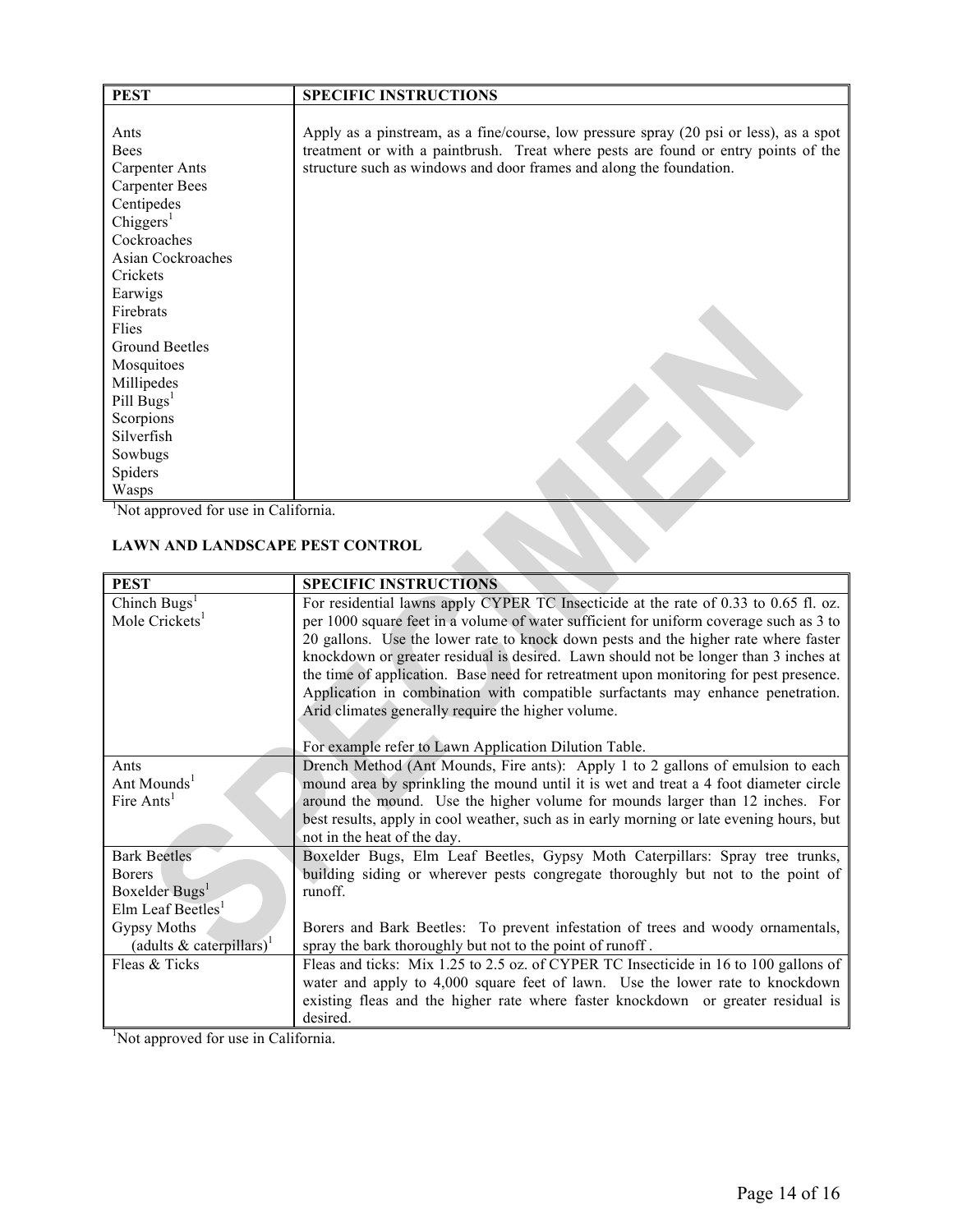| PEST | SPECIFIC INSTRUCTIONS |
|---|---|
| Ants<br>Bees<br>Carpenter Ants<br>Carpenter Bees<br>Centipedes<br>Chiggers[1]<br>Cockroaches<br>Asian Cockroaches<br>Crickets<br>Earwigs<br>Firebrats<br>Flies<br>Ground Beetles<br>Mosquitoes<br>Millipedes<br>Pill Bugs[1]<br>Scorpions<br>Silverfish<br>Sowbugs<br>Spiders<br>Wasps | Apply as a pinstream, as a fine/course, low pressure spray (20 psi or less), as a spot treatment or with a paintbrush. Treat where pests are found or entry points of the structure such as windows and door frames and along the foundation. |

[1]Not approved for use in California.

**LAWN AND LANDSCAPE PEST CONTROL**

| PEST | SPECIFIC INSTRUCTIONS |
|---|---|
| Chinch Bugs[1]<br>Mole Crickets[1] | For residential lawns apply CYPER TC Insecticide at the rate of 0.33 to 0.65 fl. oz. per 1000 square feet in a volume of water sufficient for uniform coverage such as 3 to 20 gallons. Use the lower rate to knock down pests and the higher rate where faster knockdown or greater residual is desired. Lawn should not be longer than 3 inches at the time of application. Base need for retreatment upon monitoring for pest presence. Application in combination with compatible surfactants may enhance penetration. Arid climates generally require the higher volume.<br><br>For example refer to Lawn Application Dilution Table. |
| Ants<br>Ant Mounds[1]<br>Fire Ants[1] | Drench Method (Ant Mounds, Fire ants): Apply 1 to 2 gallons of emulsion to each mound area by sprinkling the mound until it is wet and treat a 4 foot diameter circle around the mound. Use the higher volume for mounds larger than 12 inches. For best results, apply in cool weather, such as in early morning or late evening hours, but not in the heat of the day. |
| Bark Beetles<br>Borers<br>Boxelder Bugs[1]<br>Elm Leaf Beetles[1]<br>Gypsy Moths (adults & caterpillars)[1] | Boxelder Bugs, Elm Leaf Beetles, Gypsy Moth Caterpillars: Spray tree trunks, building siding or wherever pests congregate thoroughly but not to the point of runoff.<br><br>Borers and Bark Beetles: To prevent infestation of trees and woody ornamentals, spray the bark thoroughly but not to the point of runoff . |
| Fleas & Ticks | Fleas and ticks: Mix 1.25 to 2.5 oz. of CYPER TC Insecticide in 16 to 100 gallons of water and apply to 4,000 square feet of lawn. Use the lower rate to knockdown existing fleas and the higher rate where faster knockdown or greater residual is desired. |

[1]Not approved for use in California.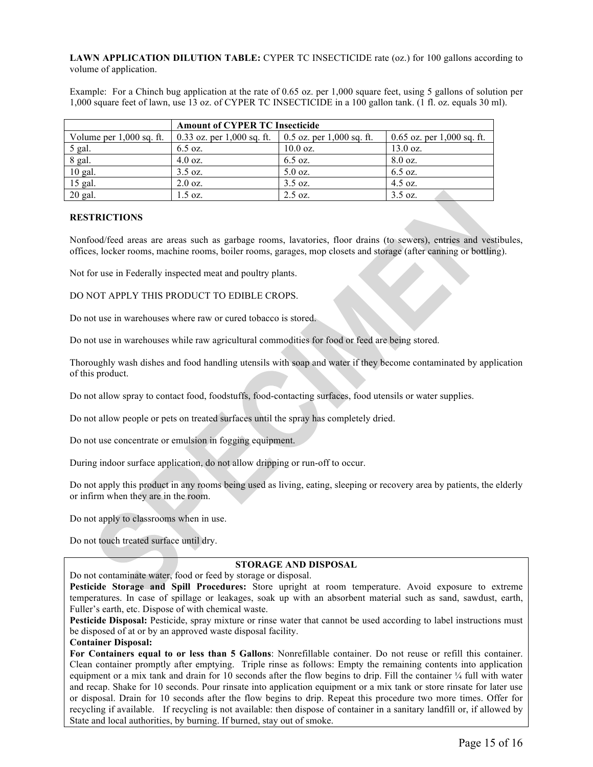**LAWN APPLICATION DILUTION TABLE:** CYPER TC INSECTICIDE rate (oz.) for 100 gallons according to volume of application.

Example: For a Chinch bug application at the rate of 0.65 oz. per 1,000 square feet, using 5 gallons of solution per 1,000 square feet of lawn, use 13 oz. of CYPER TC INSECTICIDE in a 100 gallon tank. (1 fl. oz. equals 30 ml).

| | **Amount of CYPER TC Insecticide** | | |
|---|---|---|---|
| Volume per 1,000 sq. ft. | 0.33 oz. per 1,000 sq. ft. | 0.5 oz. per 1,000 sq. ft. | 0.65 oz. per 1,000 sq. ft. |
| 5 gal. | 6.5 oz. | 10.0 oz. | 13.0 oz. |
| 8 gal. | 4.0 oz. | 6.5 oz. | 8.0 oz. |
| 10 gal. | 3.5 oz. | 5.0 oz. | 6.5 oz. |
| 15 gal. | 2.0 oz. | 3.5 oz. | 4.5 oz. |
| 20 gal. | 1.5 oz. | 2.5 oz. | 3.5 oz. |

**RESTRICTIONS**

Nonfood/feed areas are areas such as garbage rooms, lavatories, floor drains (to sewers), entries and vestibules, offices, locker rooms, machine rooms, boiler rooms, garages, mop closets and storage (after canning or bottling).

Not for use in Federally inspected meat and poultry plants.

DO NOT APPLY THIS PRODUCT TO EDIBLE CROPS.

Do not use in warehouses where raw or cured tobacco is stored.

Do not use in warehouses while raw agricultural commodities for food or feed are being stored.

Thoroughly wash dishes and food handling utensils with soap and water if they become contaminated by application of this product.

Do not allow spray to contact food, foodstuffs, food-contacting surfaces, food utensils or water supplies.

Do not allow people or pets on treated surfaces until the spray has completely dried.

Do not use concentrate or emulsion in fogging equipment.

During indoor surface application, do not allow dripping or run-off to occur.

Do not apply this product in any rooms being used as living, eating, sleeping or recovery area by patients, the elderly or infirm when they are in the room.

Do not apply to classrooms when in use.

Do not touch treated surface until dry.

**STORAGE AND DISPOSAL**

Do not contaminate water, food or feed by storage or disposal.

**Pesticide Storage and Spill Procedures:** Store upright at room temperature. Avoid exposure to extreme temperatures. In case of spillage or leakages, soak up with an absorbent material such as sand, sawdust, earth, Fuller's earth, etc. Dispose of with chemical waste.

**Pesticide Disposal:** Pesticide, spray mixture or rinse water that cannot be used according to label instructions must be disposed of at or by an approved waste disposal facility.

**Container Disposal:**

**For Containers equal to or less than 5 Gallons**: Nonrefillable container. Do not reuse or refill this container. Clean container promptly after emptying. Triple rinse as follows: Empty the remaining contents into application equipment or a mix tank and drain for 10 seconds after the flow begins to drip. Fill the container ¼ full with water and recap. Shake for 10 seconds. Pour rinsate into application equipment or a mix tank or store rinsate for later use or disposal. Drain for 10 seconds after the flow begins to drip. Repeat this procedure two more times. Offer for recycling if available. If recycling is not available: then dispose of container in a sanitary landfill or, if allowed by State and local authorities, by burning. If burned, stay out of smoke.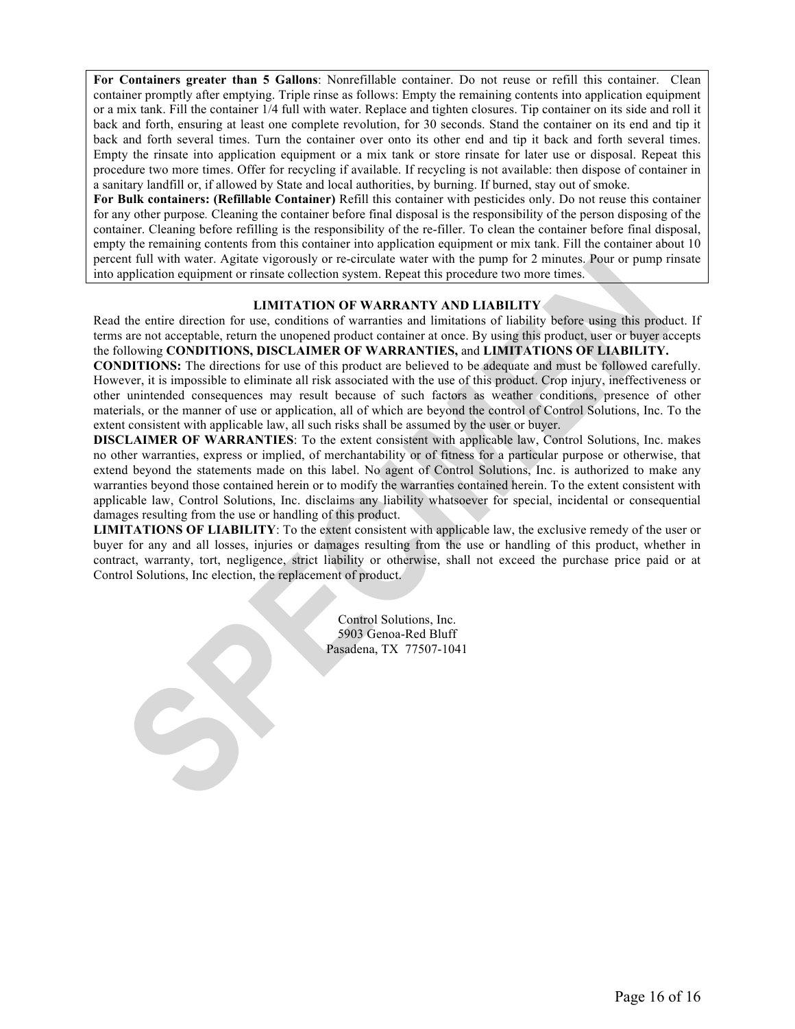**For Containers greater than 5 Gallons**: Nonrefillable container. Do not reuse or refill this container. Clean container promptly after emptying. Triple rinse as follows: Empty the remaining contents into application equipment or a mix tank. Fill the container 1/4 full with water. Replace and tighten closures. Tip container on its side and roll it back and forth, ensuring at least one complete revolution, for 30 seconds. Stand the container on its end and tip it back and forth several times. Turn the container over onto its other end and tip it back and forth several times. Empty the rinsate into application equipment or a mix tank or store rinsate for later use or disposal. Repeat this procedure two more times. Offer for recycling if available. If recycling is not available: then dispose of container in a sanitary landfill or, if allowed by State and local authorities, by burning. If burned, stay out of smoke.

**For Bulk containers: (Refillable Container)** Refill this container with pesticides only. Do not reuse this container for any other purpose. Cleaning the container before final disposal is the responsibility of the person disposing of the container. Cleaning before refilling is the responsibility of the re-filler. To clean the container before final disposal, empty the remaining contents from this container into application equipment or mix tank. Fill the container about 10 percent full with water. Agitate vigorously or re-circulate water with the pump for 2 minutes. Pour or pump rinsate into application equipment or rinsate collection system. Repeat this procedure two more times.

## LIMITATION OF WARRANTY AND LIABILITY

Read the entire direction for use, conditions of warranties and limitations of liability before using this product. If terms are not acceptable, return the unopened product container at once. By using this product, user or buyer accepts the following **CONDITIONS, DISCLAIMER OF WARRANTIES,** and **LIMITATIONS OF LIABILITY.**

**CONDITIONS:** The directions for use of this product are believed to be adequate and must be followed carefully. However, it is impossible to eliminate all risk associated with the use of this product. Crop injury, ineffectiveness or other unintended consequences may result because of such factors as weather conditions, presence of other materials, or the manner of use or application, all of which are beyond the control of Control Solutions, Inc. To the extent consistent with applicable law, all such risks shall be assumed by the user or buyer.

**DISCLAIMER OF WARRANTIES**: To the extent consistent with applicable law, Control Solutions, Inc. makes no other warranties, express or implied, of merchantability or of fitness for a particular purpose or otherwise, that extend beyond the statements made on this label. No agent of Control Solutions, Inc. is authorized to make any warranties beyond those contained herein or to modify the warranties contained herein. To the extent consistent with applicable law, Control Solutions, Inc. disclaims any liability whatsoever for special, incidental or consequential damages resulting from the use or handling of this product.

**LIMITATIONS OF LIABILITY**: To the extent consistent with applicable law, the exclusive remedy of the user or buyer for any and all losses, injuries or damages resulting from the use or handling of this product, whether in contract, warranty, tort, negligence, strict liability or otherwise, shall not exceed the purchase price paid or at Control Solutions, Inc election, the replacement of product.

Control Solutions, Inc.
5903 Genoa-Red Bluff
Pasadena, TX 77507-1041